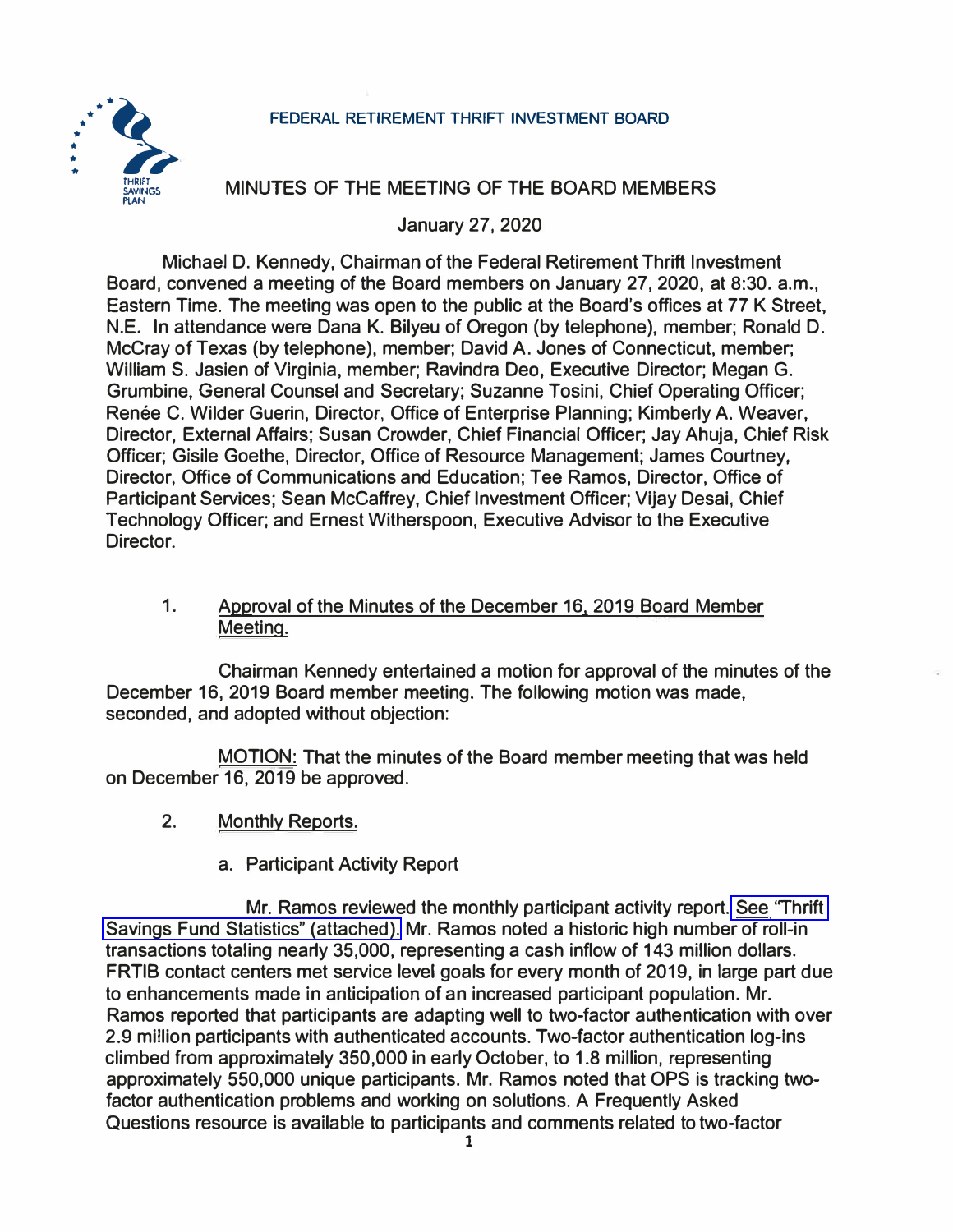FEDERAL RETIREMENT THRIFT INVESTMENT BOARD

# MINUTES OF THE MEETING OF THE BOARD MEMBERS

January 27, 2020

Michael D. Kennedy, Chairman of the Federal Retirement Thrift Investment Board, convened a meeting of the Board members on January 27, 2020, at 8:30. a.m., Eastern Time. The meeting was open to the public at the Board's offices at 77 K Street, N.E. In attendance were Dana K. Bilyeu of Oregon (by telephone), member; Ronald D. McCray of Texas (by telephone), member; David A. Jones of Connecticut, member; William S. Jasien of Virginia, member; Ravindra Deo, Executive Director; Megan G. Grumbine, General Counsel and Secretary; Suzanne Tosini, Chief Operating Officer; Renée C. Wilder Guerin, Director, Office of Enterprise Planning; Kimberly A. Weaver, Director, External Affairs; Susan Crowder, Chief Financial Officer; Jay Ahuja, Chief Risk Officer; Gisile Goethe, Director, Office of Resource Management; James Courtney, Director, Office of Communications and Education; Tee Ramos, Director, Office of Participant Services; Sean McCaffrey, Chief Investment Officer; Vijay Desai, Chief Technology Officer; and Ernest Witherspoon, Executive Advisor to the Executive Director.

1. <u>Approval of the Minutes of the December 16, 2019 Board Member Meeting.</u>

Chairman Kennedy entertained a motion for approval of the minutes of the December 16, 2019 Board member meeting. The following motion was made, seconded, and adopted without objection:

<u>MOTION:</u> That the minutes of the Board member meeting that was held on December 16, 2019 be approved.

2. <u>Monthly Reports.</u>

a. Participant Activity Report

Mr. Ramos reviewed the monthly participant activity report. See "Thrift Savings Fund Statistics" (attached). Mr. Ramos noted a historic high number of roll-in transactions totaling nearly 35,000, representing a cash inflow of 143 million dollars. FRTIB contact centers met service level goals for every month of 2019, in large part due to enhancements made in anticipation of an increased participant population. Mr. Ramos reported that participants are adapting well to two-factor authentication with over 2.9 million participants with authenticated accounts. Two-factor authentication log-ins climbed from approximately 350,000 in early October, to 1.8 million, representing approximately 550,000 unique participants. Mr. Ramos noted that OPS is tracking two-factor authentication problems and working on solutions. A Frequently Asked Questions resource is available to participants and comments related to two-factor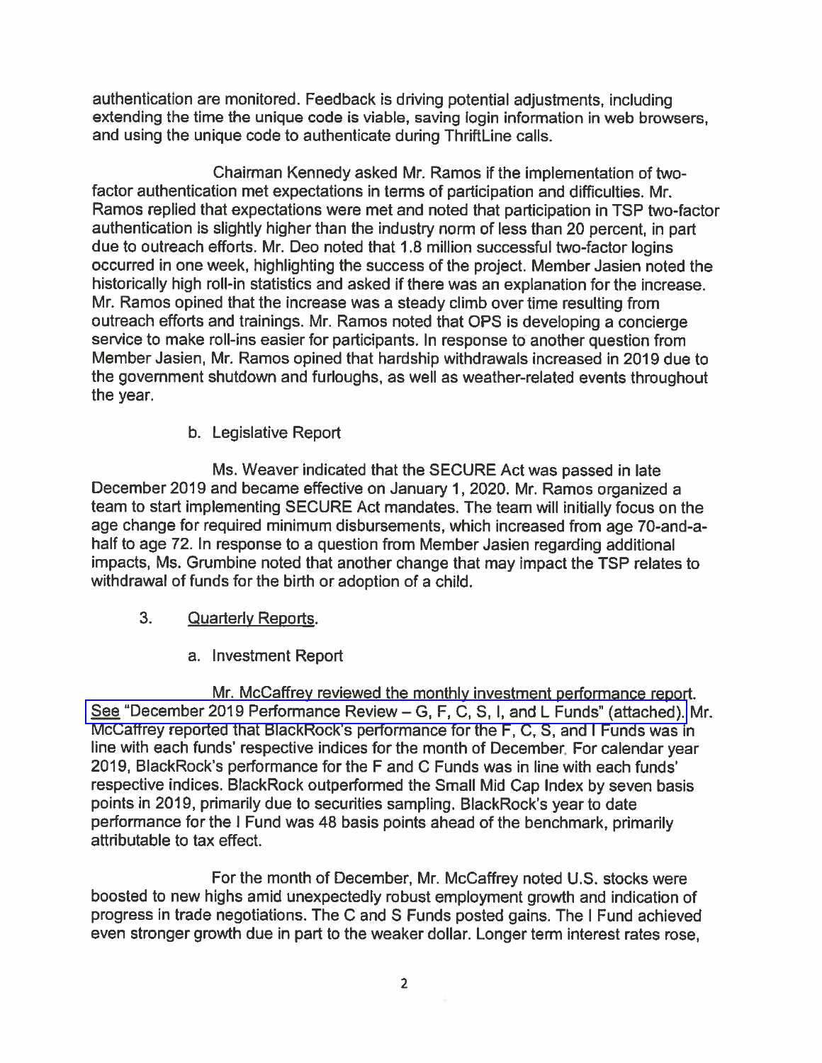authentication are monitored. Feedback is driving potential adjustments, including extending the time the unique code is viable, saving login information in web browsers, and using the unique code to authenticate during ThriftLine calls.

Chairman Kennedy asked Mr. Ramos if the implementation of two-factor authentication met expectations in terms of participation and difficulties. Mr. Ramos replied that expectations were met and noted that participation in TSP two-factor authentication is slightly higher than the industry norm of less than 20 percent, in part due to outreach efforts. Mr. Deo noted that 1.8 million successful two-factor logins occurred in one week, highlighting the success of the project. Member Jasien noted the historically high roll-in statistics and asked if there was an explanation for the increase. Mr. Ramos opined that the increase was a steady climb over time resulting from outreach efforts and trainings. Mr. Ramos noted that OPS is developing a concierge service to make roll-ins easier for participants. In response to another question from Member Jasien, Mr. Ramos opined that hardship withdrawals increased in 2019 due to the government shutdown and furloughs, as well as weather-related events throughout the year.

b. Legislative Report

Ms. Weaver indicated that the SECURE Act was passed in late December 2019 and became effective on January 1, 2020. Mr. Ramos organized a team to start implementing SECURE Act mandates. The team will initially focus on the age change for required minimum disbursements, which increased from age 70-and-a-half to age 72. In response to a question from Member Jasien regarding additional impacts, Ms. Grumbine noted that another change that may impact the TSP relates to withdrawal of funds for the birth or adoption of a child.

3. <u>Quarterly Reports</u>.

a. Investment Report

Mr. McCaffrey reviewed the monthly investment performance report. See "December 2019 Performance Review – G, F, C, S, I, and L Funds" (attached). Mr. McCaffrey reported that BlackRock's performance for the F, C, S, and I Funds was in line with each funds' respective indices for the month of December. For calendar year 2019, BlackRock's performance for the F and C Funds was in line with each funds' respective indices. BlackRock outperformed the Small Mid Cap Index by seven basis points in 2019, primarily due to securities sampling. BlackRock's year to date performance for the I Fund was 48 basis points ahead of the benchmark, primarily attributable to tax effect.

For the month of December, Mr. McCaffrey noted U.S. stocks were boosted to new highs amid unexpectedly robust employment growth and indication of progress in trade negotiations. The C and S Funds posted gains. The I Fund achieved even stronger growth due in part to the weaker dollar. Longer term interest rates rose,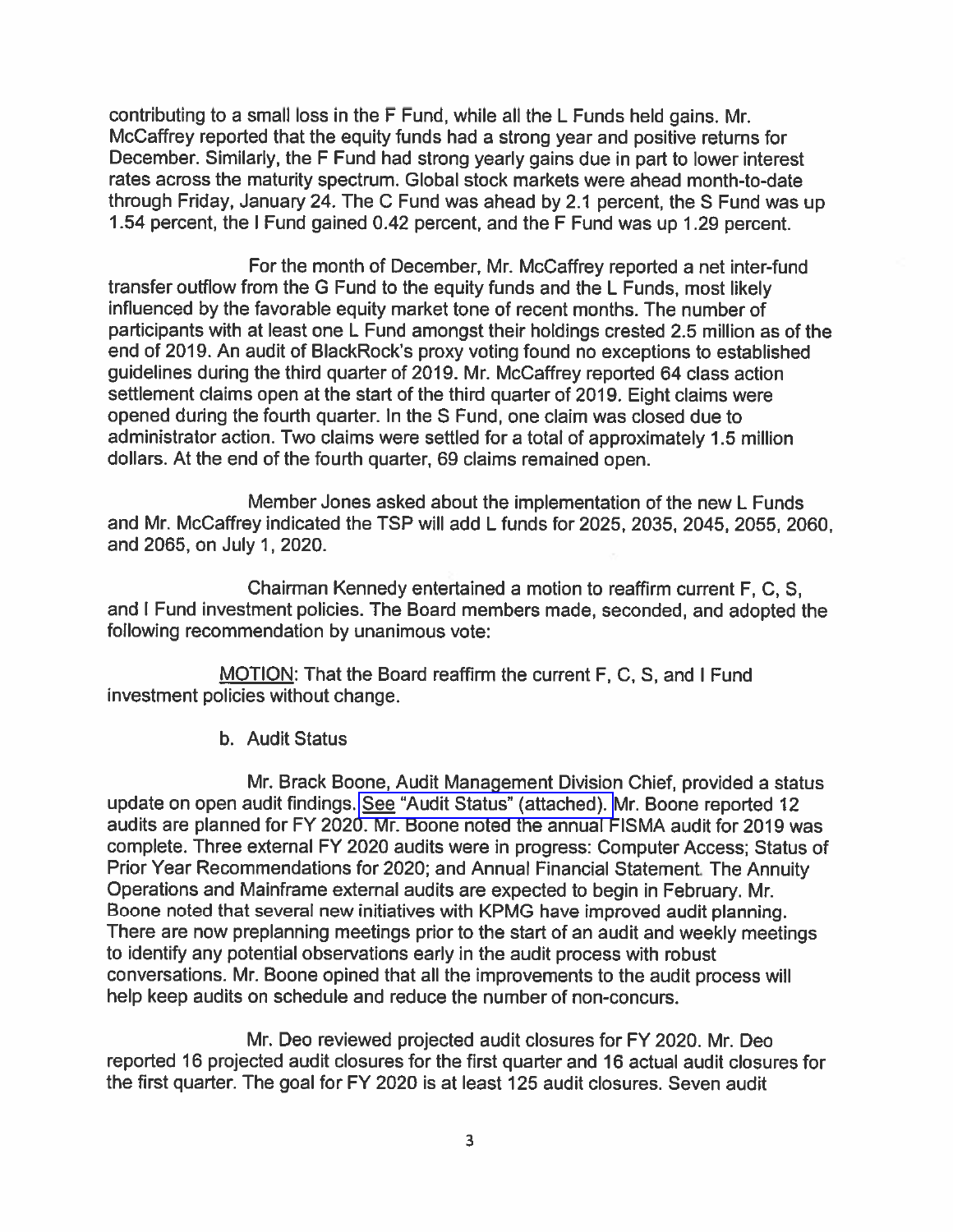contributing to a small loss in the F Fund, while all the L Funds held gains. Mr. McCaffrey reported that the equity funds had a strong year and positive returns for December. Similarly, the F Fund had strong yearly gains due in part to lower interest rates across the maturity spectrum. Global stock markets were ahead month-to-date through Friday, January 24. The C Fund was ahead by 2.1 percent, the S Fund was up 1.54 percent, the I Fund gained 0.42 percent, and the F Fund was up 1.29 percent.

For the month of December, Mr. McCaffrey reported a net inter-fund transfer outflow from the G Fund to the equity funds and the L Funds, most likely influenced by the favorable equity market tone of recent months. The number of participants with at least one L Fund amongst their holdings crested 2.5 million as of the end of 2019. An audit of BlackRock's proxy voting found no exceptions to established guidelines during the third quarter of 2019. Mr. McCaffrey reported 64 class action settlement claims open at the start of the third quarter of 2019. Eight claims were opened during the fourth quarter. In the S Fund, one claim was closed due to administrator action. Two claims were settled for a total of approximately 1.5 million dollars. At the end of the fourth quarter, 69 claims remained open.

Member Jones asked about the implementation of the new L Funds and Mr. McCaffrey indicated the TSP will add L funds for 2025, 2035, 2045, 2055, 2060, and 2065, on July 1, 2020.

Chairman Kennedy entertained a motion to reaffirm current F, C, S, and I Fund investment policies. The Board members made, seconded, and adopted the following recommendation by unanimous vote:

<u>MOTION</u>: That the Board reaffirm the current F, C, S, and I Fund investment policies without change.

b. Audit Status

Mr. Brack Boone, Audit Management Division Chief, provided a status update on open audit findings. <u>See</u> "Audit Status" (attached). Mr. Boone reported 12 audits are planned for FY 2020. Mr. Boone noted the annual FISMA audit for 2019 was complete. Three external FY 2020 audits were in progress: Computer Access; Status of Prior Year Recommendations for 2020; and Annual Financial Statement. The Annuity Operations and Mainframe external audits are expected to begin in February. Mr. Boone noted that several new initiatives with KPMG have improved audit planning. There are now preplanning meetings prior to the start of an audit and weekly meetings to identify any potential observations early in the audit process with robust conversations. Mr. Boone opined that all the improvements to the audit process will help keep audits on schedule and reduce the number of non-concurs.

Mr. Deo reviewed projected audit closures for FY 2020. Mr. Deo reported 16 projected audit closures for the first quarter and 16 actual audit closures for the first quarter. The goal for FY 2020 is at least 125 audit closures. Seven audit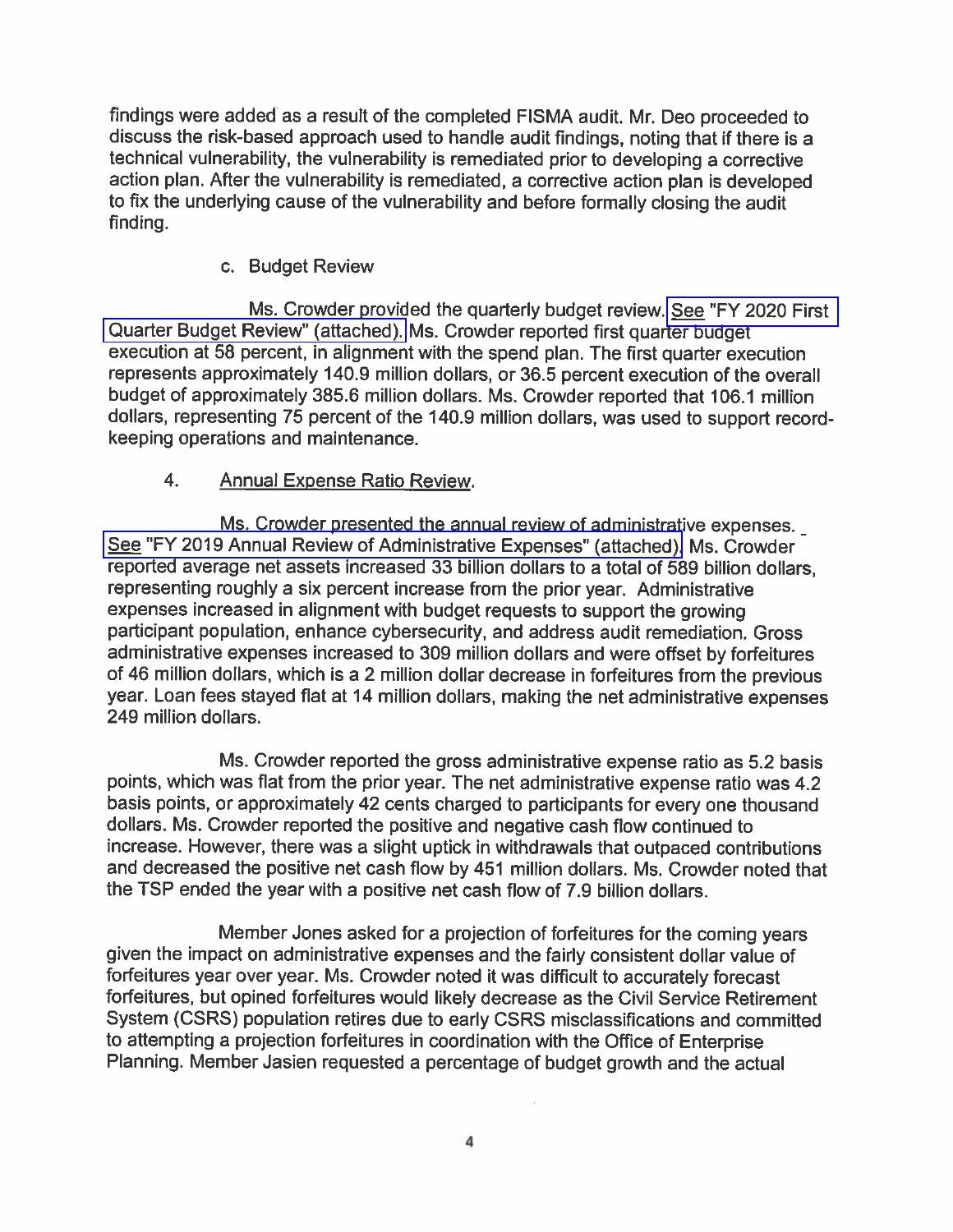findings were added as a result of the completed FISMA audit. Mr. Deo proceeded to discuss the risk-based approach used to handle audit findings, noting that if there is a technical vulnerability, the vulnerability is remediated prior to developing a corrective action plan. After the vulnerability is remediated, a corrective action plan is developed to fix the underlying cause of the vulnerability and before formally closing the audit finding.

c. Budget Review

Ms. Crowder provided the quarterly budget review. See "FY 2020 First Quarter Budget Review" (attached). Ms. Crowder reported first quarter budget execution at 58 percent, in alignment with the spend plan. The first quarter execution represents approximately 140.9 million dollars, or 36.5 percent execution of the overall budget of approximately 385.6 million dollars. Ms. Crowder reported that 106.1 million dollars, representing 75 percent of the 140.9 million dollars, was used to support record-keeping operations and maintenance.

4. Annual Expense Ratio Review.

Ms. Crowder presented the annual review of administrative expenses. See "FY 2019 Annual Review of Administrative Expenses" (attached). Ms. Crowder reported average net assets increased 33 billion dollars to a total of 589 billion dollars, representing roughly a six percent increase from the prior year. Administrative expenses increased in alignment with budget requests to support the growing participant population, enhance cybersecurity, and address audit remediation. Gross administrative expenses increased to 309 million dollars and were offset by forfeitures of 46 million dollars, which is a 2 million dollar decrease in forfeitures from the previous year. Loan fees stayed flat at 14 million dollars, making the net administrative expenses 249 million dollars.

Ms. Crowder reported the gross administrative expense ratio as 5.2 basis points, which was flat from the prior year. The net administrative expense ratio was 4.2 basis points, or approximately 42 cents charged to participants for every one thousand dollars. Ms. Crowder reported the positive and negative cash flow continued to increase. However, there was a slight uptick in withdrawals that outpaced contributions and decreased the positive net cash flow by 451 million dollars. Ms. Crowder noted that the TSP ended the year with a positive net cash flow of 7.9 billion dollars.

Member Jones asked for a projection of forfeitures for the coming years given the impact on administrative expenses and the fairly consistent dollar value of forfeitures year over year. Ms. Crowder noted it was difficult to accurately forecast forfeitures, but opined forfeitures would likely decrease as the Civil Service Retirement System (CSRS) population retires due to early CSRS misclassifications and committed to attempting a projection forfeitures in coordination with the Office of Enterprise Planning. Member Jasien requested a percentage of budget growth and the actual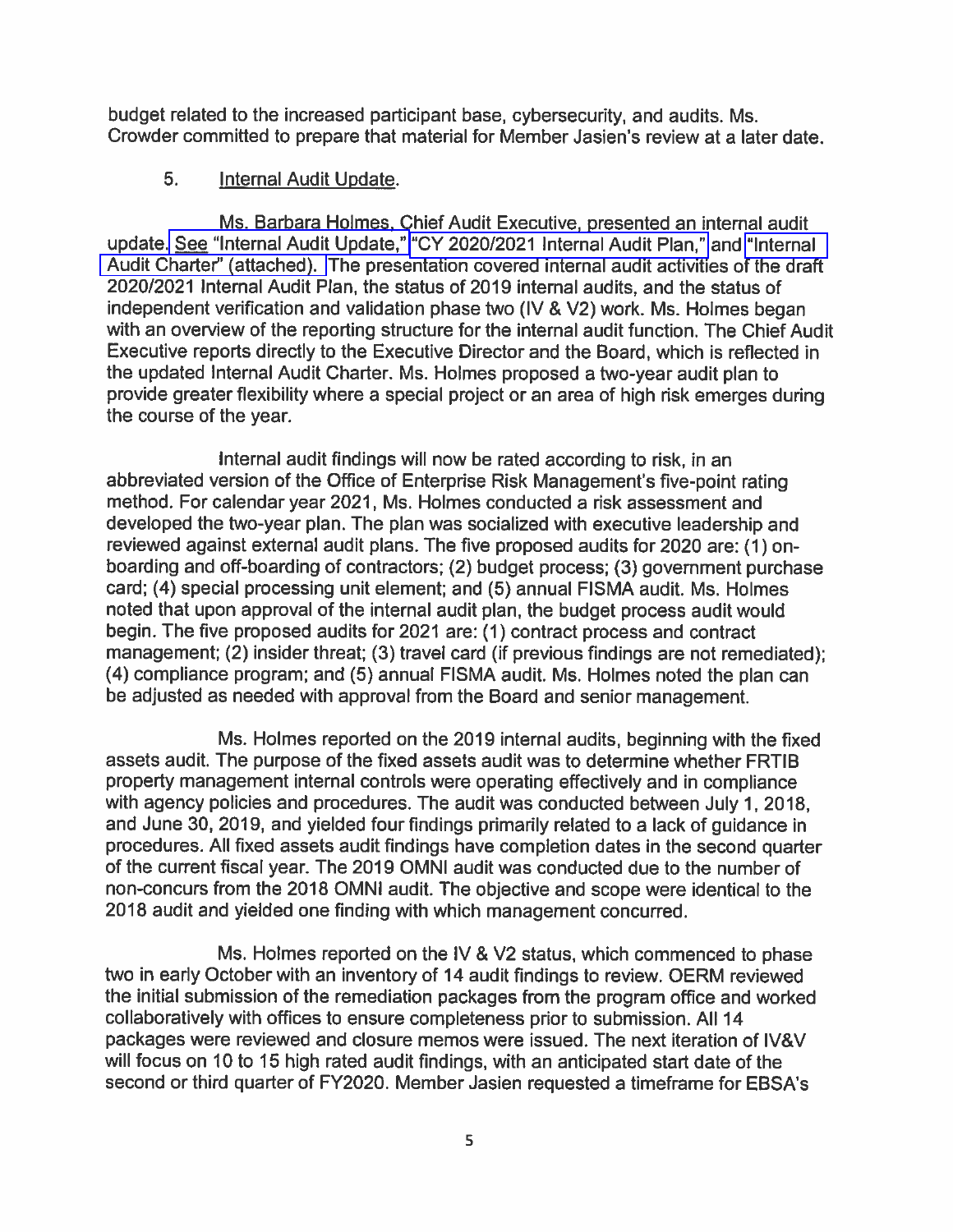budget related to the increased participant base, cybersecurity, and audits. Ms. Crowder committed to prepare that material for Member Jasien's review at a later date.

5. Internal Audit Update.

Ms. Barbara Holmes, Chief Audit Executive, presented an internal audit update. See "Internal Audit Update," "CY 2020/2021 Internal Audit Plan," and "Internal Audit Charter" (attached). The presentation covered internal audit activities of the draft 2020/2021 Internal Audit Plan, the status of 2019 internal audits, and the status of independent verification and validation phase two (IV & V2) work. Ms. Holmes began with an overview of the reporting structure for the internal audit function. The Chief Audit Executive reports directly to the Executive Director and the Board, which is reflected in the updated Internal Audit Charter. Ms. Holmes proposed a two-year audit plan to provide greater flexibility where a special project or an area of high risk emerges during the course of the year.

Internal audit findings will now be rated according to risk, in an abbreviated version of the Office of Enterprise Risk Management's five-point rating method. For calendar year 2021, Ms. Holmes conducted a risk assessment and developed the two-year plan. The plan was socialized with executive leadership and reviewed against external audit plans. The five proposed audits for 2020 are: (1) on-boarding and off-boarding of contractors; (2) budget process; (3) government purchase card; (4) special processing unit element; and (5) annual FISMA audit. Ms. Holmes noted that upon approval of the internal audit plan, the budget process audit would begin. The five proposed audits for 2021 are: (1) contract process and contract management; (2) insider threat; (3) travel card (if previous findings are not remediated); (4) compliance program; and (5) annual FISMA audit. Ms. Holmes noted the plan can be adjusted as needed with approval from the Board and senior management.

Ms. Holmes reported on the 2019 internal audits, beginning with the fixed assets audit. The purpose of the fixed assets audit was to determine whether FRTIB property management internal controls were operating effectively and in compliance with agency policies and procedures. The audit was conducted between July 1, 2018, and June 30, 2019, and yielded four findings primarily related to a lack of guidance in procedures. All fixed assets audit findings have completion dates in the second quarter of the current fiscal year. The 2019 OMNI audit was conducted due to the number of non-concurs from the 2018 OMNI audit. The objective and scope were identical to the 2018 audit and yielded one finding with which management concurred.

Ms. Holmes reported on the IV & V2 status, which commenced to phase two in early October with an inventory of 14 audit findings to review. OERM reviewed the initial submission of the remediation packages from the program office and worked collaboratively with offices to ensure completeness prior to submission. All 14 packages were reviewed and closure memos were issued. The next iteration of IV&V will focus on 10 to 15 high rated audit findings, with an anticipated start date of the second or third quarter of FY2020. Member Jasien requested a timeframe for EBSA's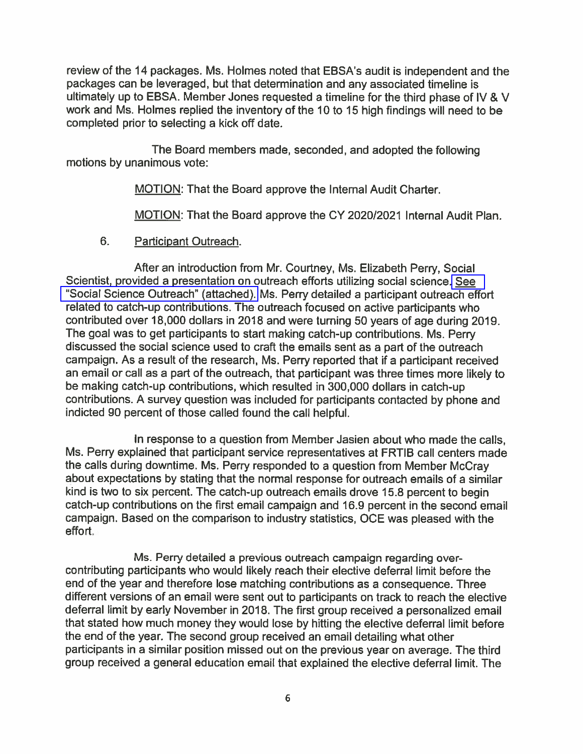review of the 14 packages. Ms. Holmes noted that EBSA's audit is independent and the packages can be leveraged, but that determination and any associated timeline is ultimately up to EBSA. Member Jones requested a timeline for the third phase of IV & V work and Ms. Holmes replied the inventory of the 10 to 15 high findings will need to be completed prior to selecting a kick off date.

The Board members made, seconded, and adopted the following motions by unanimous vote:

MOTION: That the Board approve the Internal Audit Charter.

MOTION: That the Board approve the CY 2020/2021 Internal Audit Plan.

6. Participant Outreach.

After an introduction from Mr. Courtney, Ms. Elizabeth Perry, Social Scientist, provided a presentation on outreach efforts utilizing social science. See "Social Science Outreach" (attached). Ms. Perry detailed a participant outreach effort related to catch-up contributions. The outreach focused on active participants who contributed over 18,000 dollars in 2018 and were turning 50 years of age during 2019. The goal was to get participants to start making catch-up contributions. Ms. Perry discussed the social science used to craft the emails sent as a part of the outreach campaign. As a result of the research, Ms. Perry reported that if a participant received an email or call as a part of the outreach, that participant was three times more likely to be making catch-up contributions, which resulted in 300,000 dollars in catch-up contributions. A survey question was included for participants contacted by phone and indicted 90 percent of those called found the call helpful.

In response to a question from Member Jasien about who made the calls, Ms. Perry explained that participant service representatives at FRTIB call centers made the calls during downtime. Ms. Perry responded to a question from Member McCray about expectations by stating that the normal response for outreach emails of a similar kind is two to six percent. The catch-up outreach emails drove 15.8 percent to begin catch-up contributions on the first email campaign and 16.9 percent in the second email campaign. Based on the comparison to industry statistics, OCE was pleased with the effort.

Ms. Perry detailed a previous outreach campaign regarding over-contributing participants who would likely reach their elective deferral limit before the end of the year and therefore lose matching contributions as a consequence. Three different versions of an email were sent out to participants on track to reach the elective deferral limit by early November in 2018. The first group received a personalized email that stated how much money they would lose by hitting the elective deferral limit before the end of the year. The second group received an email detailing what other participants in a similar position missed out on the previous year on average. The third group received a general education email that explained the elective deferral limit. The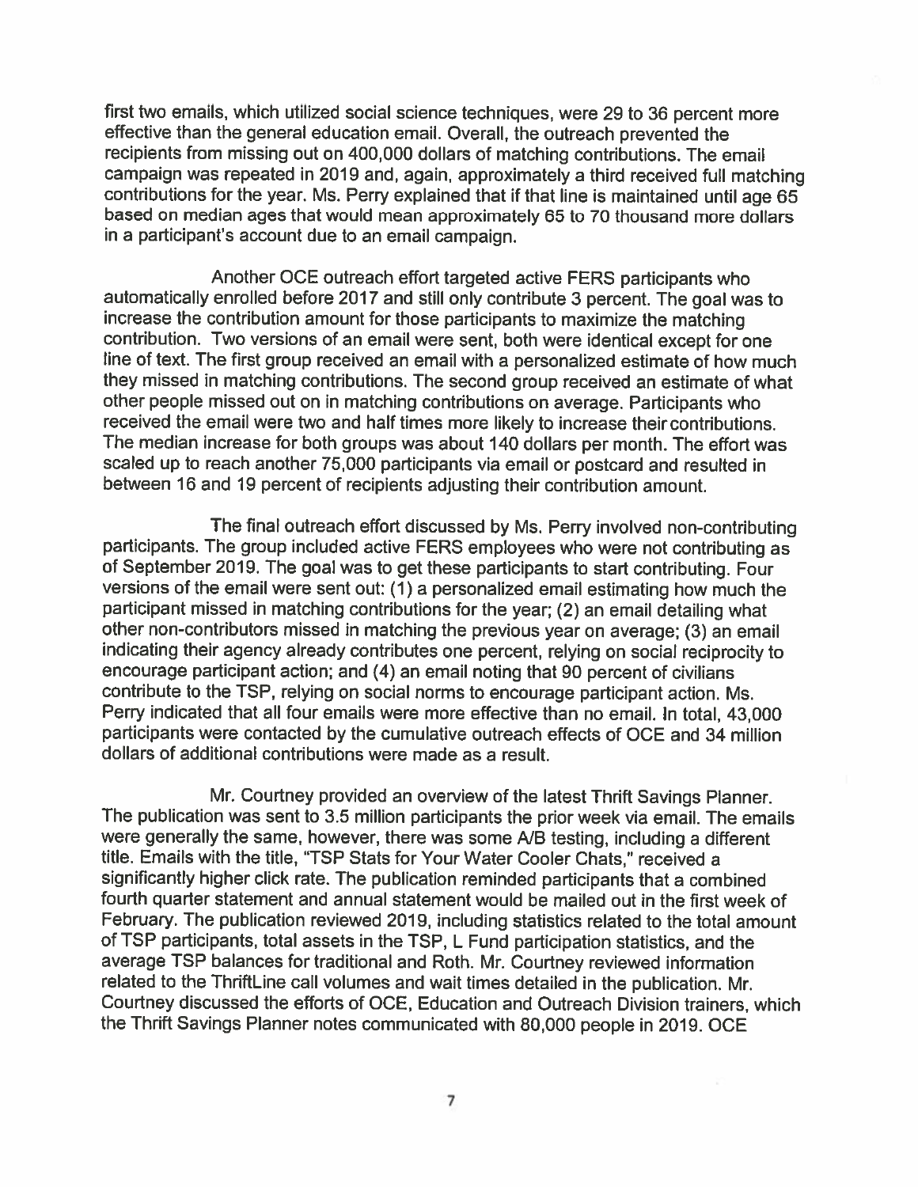first two emails, which utilized social science techniques, were 29 to 36 percent more effective than the general education email. Overall, the outreach prevented the recipients from missing out on 400,000 dollars of matching contributions. The email campaign was repeated in 2019 and, again, approximately a third received full matching contributions for the year. Ms. Perry explained that if that line is maintained until age 65 based on median ages that would mean approximately 65 to 70 thousand more dollars in a participant's account due to an email campaign.

Another OCE outreach effort targeted active FERS participants who automatically enrolled before 2017 and still only contribute 3 percent. The goal was to increase the contribution amount for those participants to maximize the matching contribution. Two versions of an email were sent, both were identical except for one line of text. The first group received an email with a personalized estimate of how much they missed in matching contributions. The second group received an estimate of what other people missed out on in matching contributions on average. Participants who received the email were two and half times more likely to increase their contributions. The median increase for both groups was about 140 dollars per month. The effort was scaled up to reach another 75,000 participants via email or postcard and resulted in between 16 and 19 percent of recipients adjusting their contribution amount.

The final outreach effort discussed by Ms. Perry involved non-contributing participants. The group included active FERS employees who were not contributing as of September 2019. The goal was to get these participants to start contributing. Four versions of the email were sent out: (1) a personalized email estimating how much the participant missed in matching contributions for the year; (2) an email detailing what other non-contributors missed in matching the previous year on average; (3) an email indicating their agency already contributes one percent, relying on social reciprocity to encourage participant action; and (4) an email noting that 90 percent of civilians contribute to the TSP, relying on social norms to encourage participant action. Ms. Perry indicated that all four emails were more effective than no email. In total, 43,000 participants were contacted by the cumulative outreach effects of OCE and 34 million dollars of additional contributions were made as a result.

Mr. Courtney provided an overview of the latest Thrift Savings Planner. The publication was sent to 3.5 million participants the prior week via email. The emails were generally the same, however, there was some A/B testing, including a different title. Emails with the title, "TSP Stats for Your Water Cooler Chats," received a significantly higher click rate. The publication reminded participants that a combined fourth quarter statement and annual statement would be mailed out in the first week of February. The publication reviewed 2019, including statistics related to the total amount of TSP participants, total assets in the TSP, L Fund participation statistics, and the average TSP balances for traditional and Roth. Mr. Courtney reviewed information related to the ThriftLine call volumes and wait times detailed in the publication. Mr. Courtney discussed the efforts of OCE, Education and Outreach Division trainers, which the Thrift Savings Planner notes communicated with 80,000 people in 2019. OCE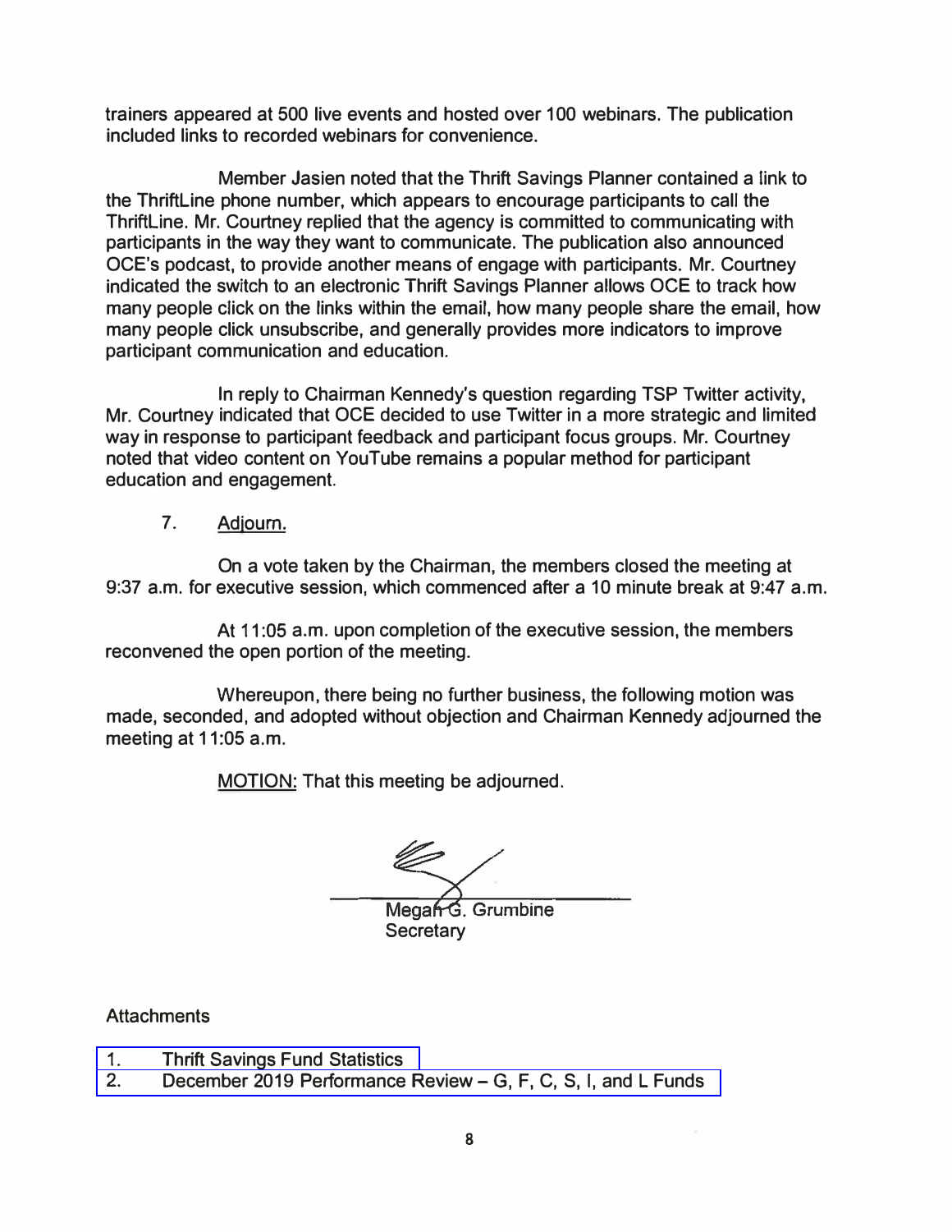trainers appeared at 500 live events and hosted over 100 webinars. The publication included links to recorded webinars for convenience.

Member Jasien noted that the Thrift Savings Planner contained a link to the ThriftLine phone number, which appears to encourage participants to call the ThriftLine. Mr. Courtney replied that the agency is committed to communicating with participants in the way they want to communicate. The publication also announced OCE's podcast, to provide another means of engage with participants. Mr. Courtney indicated the switch to an electronic Thrift Savings Planner allows OCE to track how many people click on the links within the email, how many people share the email, how many people click unsubscribe, and generally provides more indicators to improve participant communication and education.

In reply to Chairman Kennedy's question regarding TSP Twitter activity, Mr. Courtney indicated that OCE decided to use Twitter in a more strategic and limited way in response to participant feedback and participant focus groups. Mr. Courtney noted that video content on YouTube remains a popular method for participant education and engagement.

7. Adjourn.

On a vote taken by the Chairman, the members closed the meeting at 9:37 a.m. for executive session, which commenced after a 10 minute break at 9:47 a.m.

At 11:05 a.m. upon completion of the executive session, the members reconvened the open portion of the meeting.

Whereupon, there being no further business, the following motion was made, seconded, and adopted without objection and Chairman Kennedy adjourned the meeting at 11:05 a.m.

MOTION: That this meeting be adjourned.

Megan G. Grumbine
Secretary

Attachments

1. Thrift Savings Fund Statistics
2. December 2019 Performance Review – G, F, C, S, I, and L Funds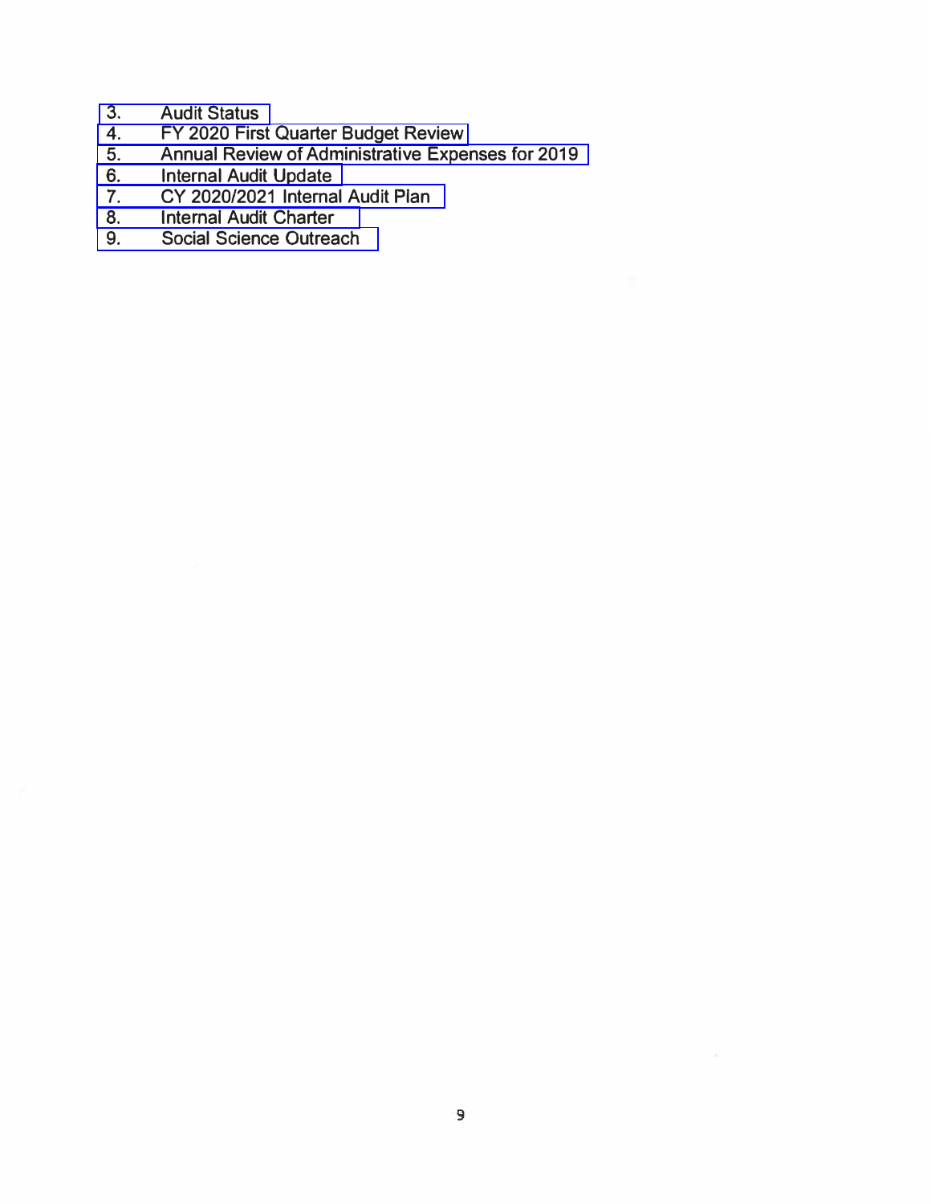3. Audit Status
4. FY 2020 First Quarter Budget Review
5. Annual Review of Administrative Expenses for 2019
6. Internal Audit Update
7. CY 2020/2021 Internal Audit Plan
8. Internal Audit Charter
9. Social Science Outreach